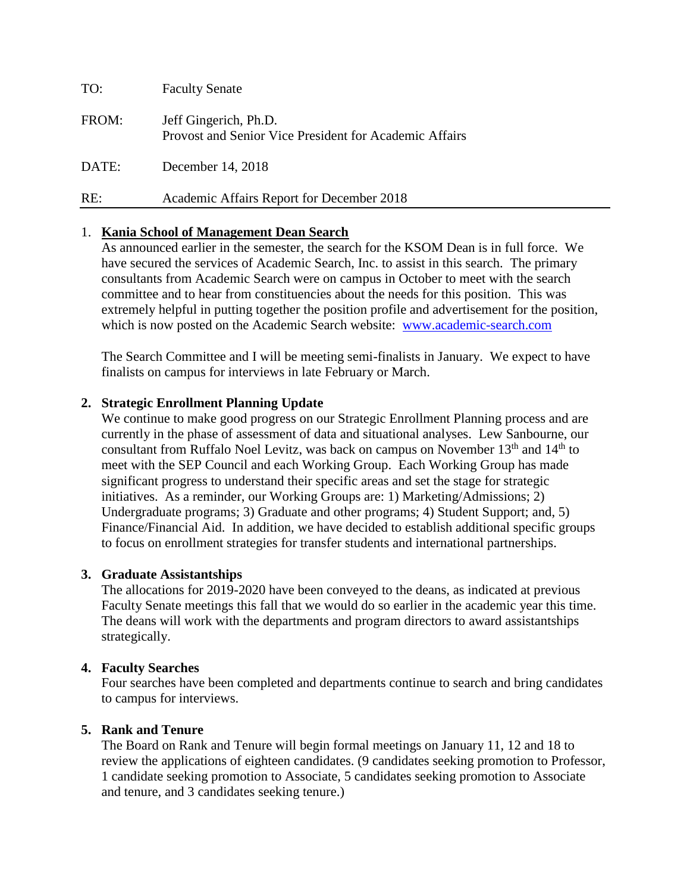TO: Faculty Senate

FROM: Jeff Gingerich, Ph.D.
Provost and Senior Vice President for Academic Affairs

DATE: December 14, 2018

RE: Academic Affairs Report for December 2018

---

1. **Kania School of Management Dean Search**

   As announced earlier in the semester, the search for the KSOM Dean is in full force. We have secured the services of Academic Search, Inc. to assist in this search. The primary consultants from Academic Search were on campus in October to meet with the search committee and to hear from constituencies about the needs for this position. This was extremely helpful in putting together the position profile and advertisement for the position, which is now posted on the Academic Search website: [www.academic-search.com](http://www.academic-search.com)

   The Search Committee and I will be meeting semi-finalists in January. We expect to have finalists on campus for interviews in late February or March.

2. **Strategic Enrollment Planning Update**

   We continue to make good progress on our Strategic Enrollment Planning process and are currently in the phase of assessment of data and situational analyses. Lew Sanbourne, our consultant from Ruffalo Noel Levitz, was back on campus on November 13th and 14th to meet with the SEP Council and each Working Group. Each Working Group has made significant progress to understand their specific areas and set the stage for strategic initiatives. As a reminder, our Working Groups are: 1) Marketing/Admissions; 2) Undergraduate programs; 3) Graduate and other programs; 4) Student Support; and, 5) Finance/Financial Aid. In addition, we have decided to establish additional specific groups to focus on enrollment strategies for transfer students and international partnerships.

3. **Graduate Assistantships**

   The allocations for 2019-2020 have been conveyed to the deans, as indicated at previous Faculty Senate meetings this fall that we would do so earlier in the academic year this time. The deans will work with the departments and program directors to award assistantships strategically.

4. **Faculty Searches**

   Four searches have been completed and departments continue to search and bring candidates to campus for interviews.

5. **Rank and Tenure**

   The Board on Rank and Tenure will begin formal meetings on January 11, 12 and 18 to review the applications of eighteen candidates. (9 candidates seeking promotion to Professor, 1 candidate seeking promotion to Associate, 5 candidates seeking promotion to Associate and tenure, and 3 candidates seeking tenure.)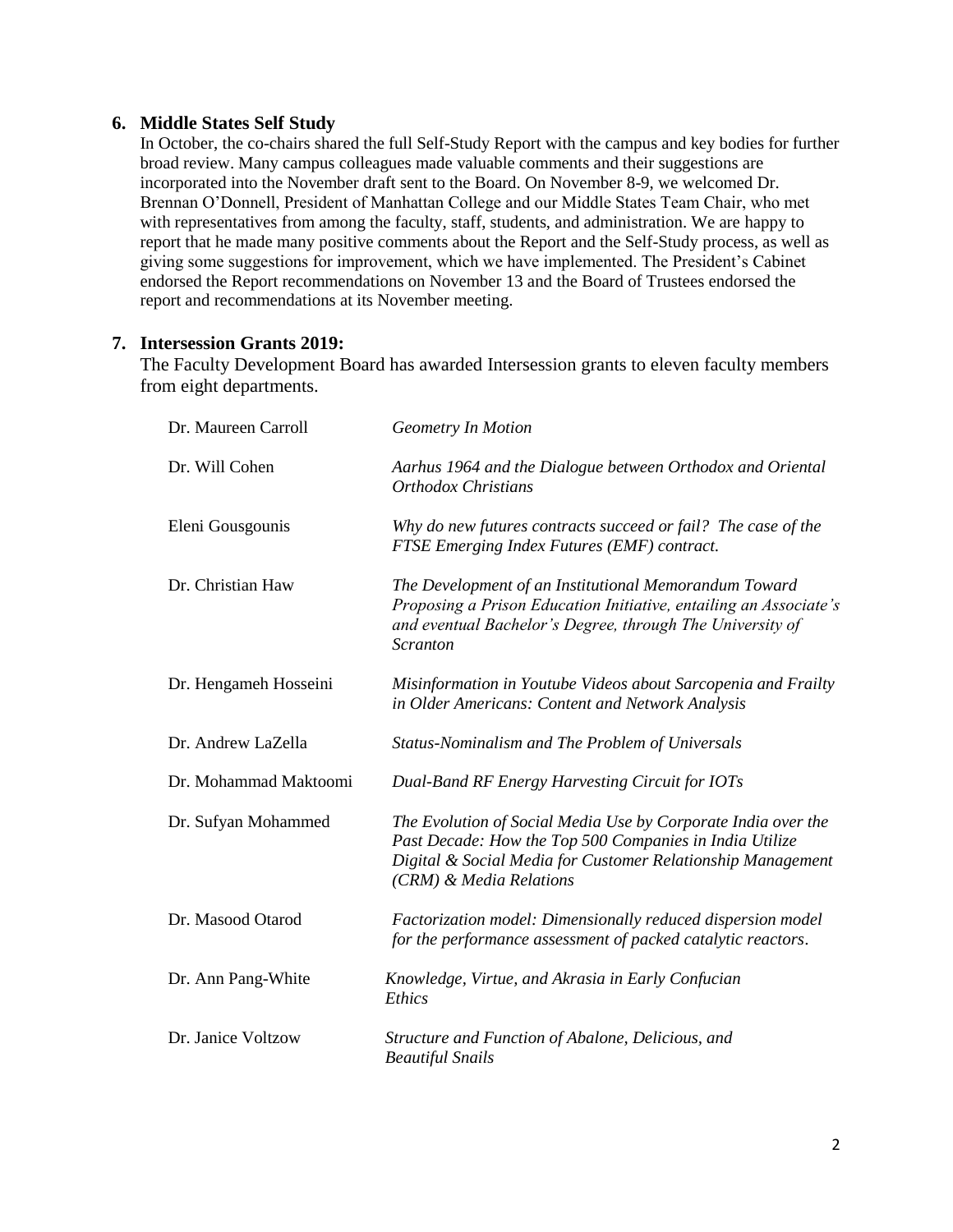**6. Middle States Self Study**

In October, the co-chairs shared the full Self-Study Report with the campus and key bodies for further broad review. Many campus colleagues made valuable comments and their suggestions are incorporated into the November draft sent to the Board. On November 8-9, we welcomed Dr. Brennan O'Donnell, President of Manhattan College and our Middle States Team Chair, who met with representatives from among the faculty, staff, students, and administration. We are happy to report that he made many positive comments about the Report and the Self-Study process, as well as giving some suggestions for improvement, which we have implemented. The President's Cabinet endorsed the Report recommendations on November 13 and the Board of Trustees endorsed the report and recommendations at its November meeting.

**7. Intersession Grants 2019:**

The Faculty Development Board has awarded Intersession grants to eleven faculty members from eight departments.

| | |
|---|---|
| Dr. Maureen Carroll | *Geometry In Motion* |
| Dr. Will Cohen | *Aarhus 1964 and the Dialogue between Orthodox and Oriental Orthodox Christians* |
| Eleni Gousgounis | *Why do new futures contracts succeed or fail? The case of the FTSE Emerging Index Futures (EMF) contract.* |
| Dr. Christian Haw | *The Development of an Institutional Memorandum Toward Proposing a Prison Education Initiative, entailing an Associate's and eventual Bachelor's Degree, through The University of Scranton* |
| Dr. Hengameh Hosseini | *Misinformation in Youtube Videos about Sarcopenia and Frailty in Older Americans: Content and Network Analysis* |
| Dr. Andrew LaZella | *Status-Nominalism and The Problem of Universals* |
| Dr. Mohammad Maktoomi | *Dual-Band RF Energy Harvesting Circuit for IOTs* |
| Dr. Sufyan Mohammed | *The Evolution of Social Media Use by Corporate India over the Past Decade: How the Top 500 Companies in India Utilize Digital & Social Media for Customer Relationship Management (CRM) & Media Relations* |
| Dr. Masood Otarod | *Factorization model: Dimensionally reduced dispersion model for the performance assessment of packed catalytic reactors*. |
| Dr. Ann Pang-White | *Knowledge, Virtue, and Akrasia in Early Confucian Ethics* |
| Dr. Janice Voltzow | *Structure and Function of Abalone, Delicious, and Beautiful Snails* |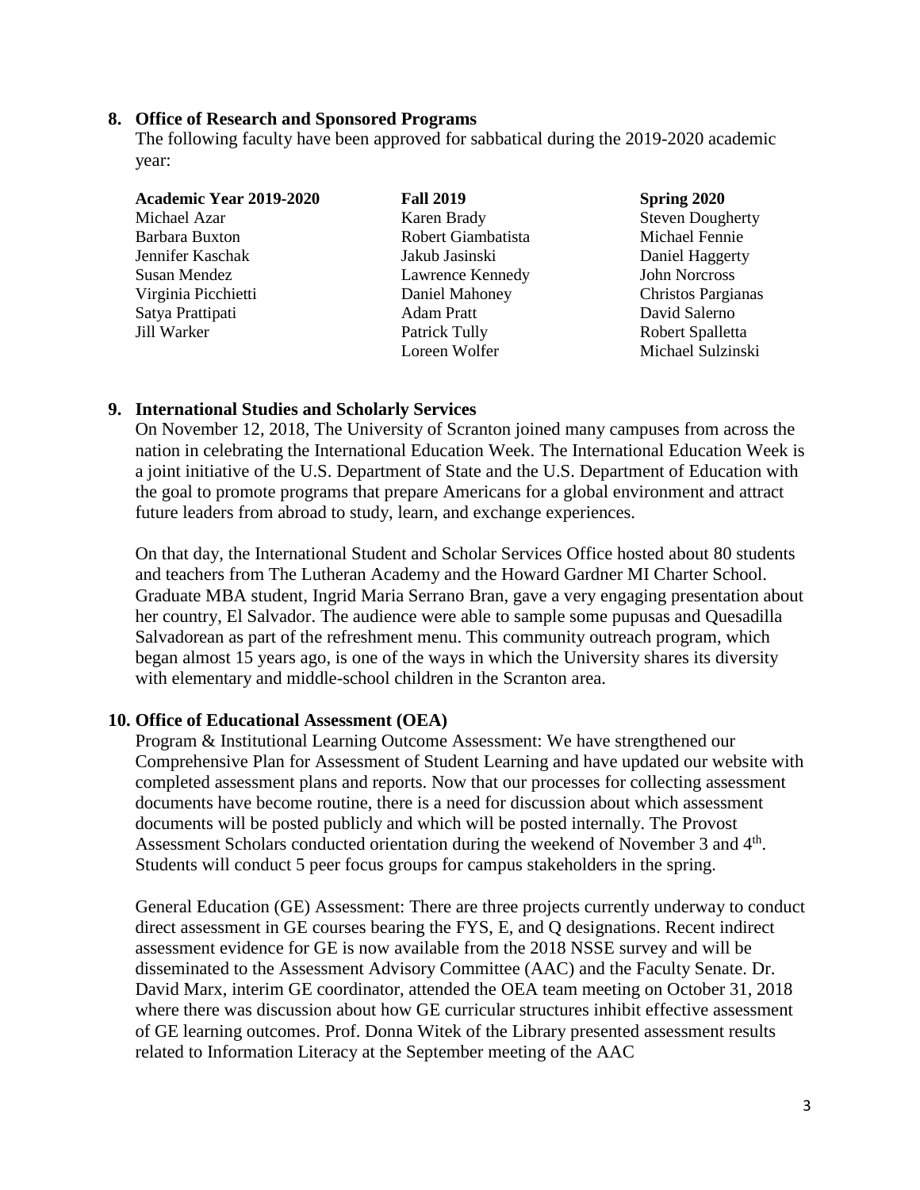**8. Office of Research and Sponsored Programs**

The following faculty have been approved for sabbatical during the 2019-2020 academic year:

| Academic Year 2019-2020 | Fall 2019 | Spring 2020 |
|---|---|---|
| Michael Azar | Karen Brady | Steven Dougherty |
| Barbara Buxton | Robert Giambatista | Michael Fennie |
| Jennifer Kaschak | Jakub Jasinski | Daniel Haggerty |
| Susan Mendez | Lawrence Kennedy | John Norcross |
| Virginia Picchietti | Daniel Mahoney | Christos Pargianas |
| Satya Prattipati | Adam Pratt | David Salerno |
| Jill Warker | Patrick Tully | Robert Spalletta |
| | Loreen Wolfer | Michael Sulzinski |

**9. International Studies and Scholarly Services**

On November 12, 2018, The University of Scranton joined many campuses from across the nation in celebrating the International Education Week. The International Education Week is a joint initiative of the U.S. Department of State and the U.S. Department of Education with the goal to promote programs that prepare Americans for a global environment and attract future leaders from abroad to study, learn, and exchange experiences.

On that day, the International Student and Scholar Services Office hosted about 80 students and teachers from The Lutheran Academy and the Howard Gardner MI Charter School. Graduate MBA student, Ingrid Maria Serrano Bran, gave a very engaging presentation about her country, El Salvador. The audience were able to sample some pupusas and Quesadilla Salvadorean as part of the refreshment menu. This community outreach program, which began almost 15 years ago, is one of the ways in which the University shares its diversity with elementary and middle-school children in the Scranton area.

**10. Office of Educational Assessment (OEA)**

Program & Institutional Learning Outcome Assessment: We have strengthened our Comprehensive Plan for Assessment of Student Learning and have updated our website with completed assessment plans and reports. Now that our processes for collecting assessment documents have become routine, there is a need for discussion about which assessment documents will be posted publicly and which will be posted internally. The Provost Assessment Scholars conducted orientation during the weekend of November 3 and 4th. Students will conduct 5 peer focus groups for campus stakeholders in the spring.

General Education (GE) Assessment: There are three projects currently underway to conduct direct assessment in GE courses bearing the FYS, E, and Q designations. Recent indirect assessment evidence for GE is now available from the 2018 NSSE survey and will be disseminated to the Assessment Advisory Committee (AAC) and the Faculty Senate. Dr. David Marx, interim GE coordinator, attended the OEA team meeting on October 31, 2018 where there was discussion about how GE curricular structures inhibit effective assessment of GE learning outcomes. Prof. Donna Witek of the Library presented assessment results related to Information Literacy at the September meeting of the AAC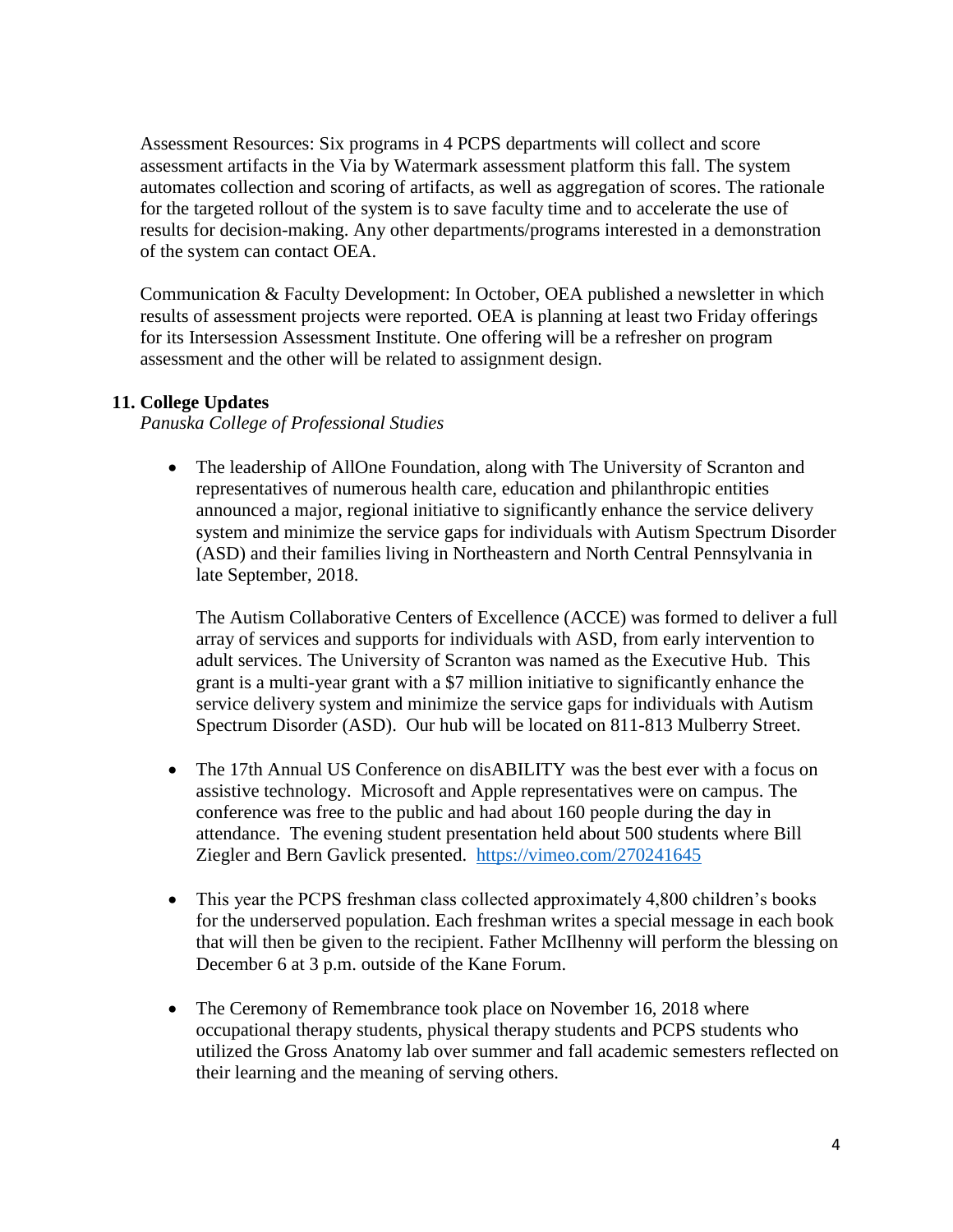Assessment Resources: Six programs in 4 PCPS departments will collect and score assessment artifacts in the Via by Watermark assessment platform this fall. The system automates collection and scoring of artifacts, as well as aggregation of scores. The rationale for the targeted rollout of the system is to save faculty time and to accelerate the use of results for decision-making. Any other departments/programs interested in a demonstration of the system can contact OEA.

Communication & Faculty Development: In October, OEA published a newsletter in which results of assessment projects were reported. OEA is planning at least two Friday offerings for its Intersession Assessment Institute. One offering will be a refresher on program assessment and the other will be related to assignment design.

## 11. College Updates

*Panuska College of Professional Studies*

- The leadership of AllOne Foundation, along with The University of Scranton and representatives of numerous health care, education and philanthropic entities announced a major, regional initiative to significantly enhance the service delivery system and minimize the service gaps for individuals with Autism Spectrum Disorder (ASD) and their families living in Northeastern and North Central Pennsylvania in late September, 2018.

  The Autism Collaborative Centers of Excellence (ACCE) was formed to deliver a full array of services and supports for individuals with ASD, from early intervention to adult services. The University of Scranton was named as the Executive Hub. This grant is a multi-year grant with a $7 million initiative to significantly enhance the service delivery system and minimize the service gaps for individuals with Autism Spectrum Disorder (ASD). Our hub will be located on 811-813 Mulberry Street.

- The 17th Annual US Conference on disABILITY was the best ever with a focus on assistive technology. Microsoft and Apple representatives were on campus. The conference was free to the public and had about 160 people during the day in attendance. The evening student presentation held about 500 students where Bill Ziegler and Bern Gavlick presented. https://vimeo.com/270241645

- This year the PCPS freshman class collected approximately 4,800 children's books for the underserved population. Each freshman writes a special message in each book that will then be given to the recipient. Father McIlhenny will perform the blessing on December 6 at 3 p.m. outside of the Kane Forum.

- The Ceremony of Remembrance took place on November 16, 2018 where occupational therapy students, physical therapy students and PCPS students who utilized the Gross Anatomy lab over summer and fall academic semesters reflected on their learning and the meaning of serving others.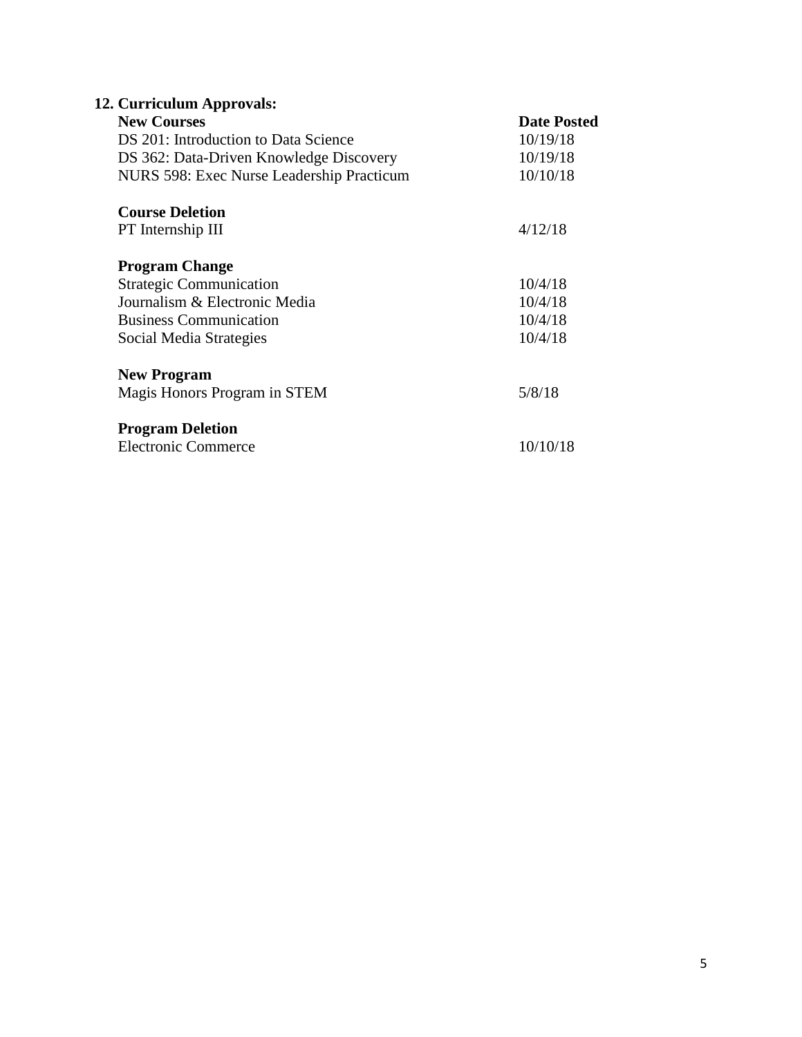**12. Curriculum Approvals:**

| | |
|---|---|
| **New Courses** | **Date Posted** |
| DS 201: Introduction to Data Science | 10/19/18 |
| DS 362: Data-Driven Knowledge Discovery | 10/19/18 |
| NURS 598: Exec Nurse Leadership Practicum | 10/10/18 |
| | |
| **Course Deletion** | |
| PT Internship III | 4/12/18 |
| | |
| **Program Change** | |
| Strategic Communication | 10/4/18 |
| Journalism & Electronic Media | 10/4/18 |
| Business Communication | 10/4/18 |
| Social Media Strategies | 10/4/18 |
| | |
| **New Program** | |
| Magis Honors Program in STEM | 5/8/18 |
| | |
| **Program Deletion** | |
| Electronic Commerce | 10/10/18 |